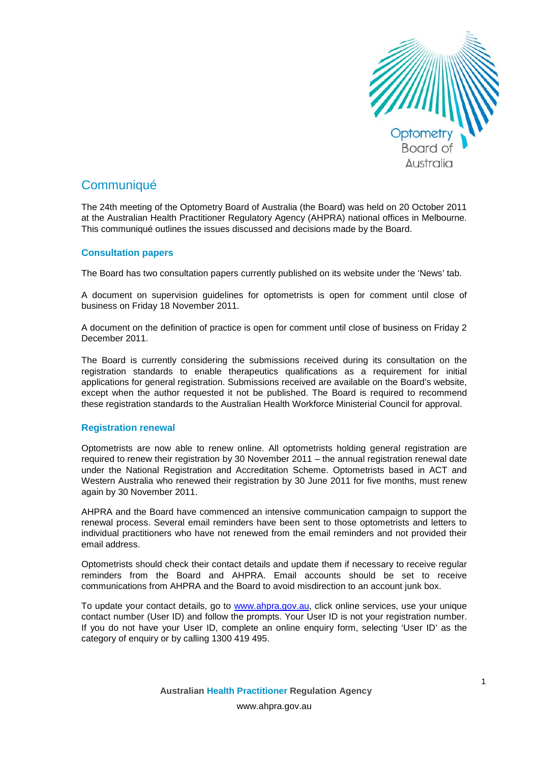# Communiqué

The 24th meeting of the Optometry Board of Australia (the Board) was held on 20 October 2011 at the Australian Health Practitioner Regulatory Agency (AHPRA) national offices in Melbourne. This communiqué outlines the issues discussed and decisions made by the Board.

## Consultation papers

The Board has two consultation papers currently published on its website under the 'News' tab.

A document on supervision guidelines for optometrists is open for comment until close of business on Friday 18 November 2011.

A document on the definition of practice is open for comment until close of business on Friday 2 December 2011.

The Board is currently considering the submissions received during its consultation on the registration standards to enable therapeutics qualifications as a requirement for initial applications for general registration. Submissions received are available on the Board's website, except when the author requested it not be published. The Board is required to recommend these registration standards to the Australian Health Workforce Ministerial Council for approval.

## Registration renewal

Optometrists are now able to renew online. All optometrists holding general registration are required to renew their registration by 30 November 2011 – the annual registration renewal date under the National Registration and Accreditation Scheme. Optometrists based in ACT and Western Australia who renewed their registration by 30 June 2011 for five months, must renew again by 30 November 2011.

AHPRA and the Board have commenced an intensive communication campaign to support the renewal process. Several email reminders have been sent to those optometrists and letters to individual practitioners who have not renewed from the email reminders and not provided their email address.

Optometrists should check their contact details and update them if necessary to receive regular reminders from the Board and AHPRA. Email accounts should be set to receive communications from AHPRA and the Board to avoid misdirection to an account junk box.

To update your contact details, go to www.ahpra.gov.au, click online services, use your unique contact number (User ID) and follow the prompts. Your User ID is not your registration number. If you do not have your User ID, complete an online enquiry form, selecting 'User ID' as the category of enquiry or by calling 1300 419 495.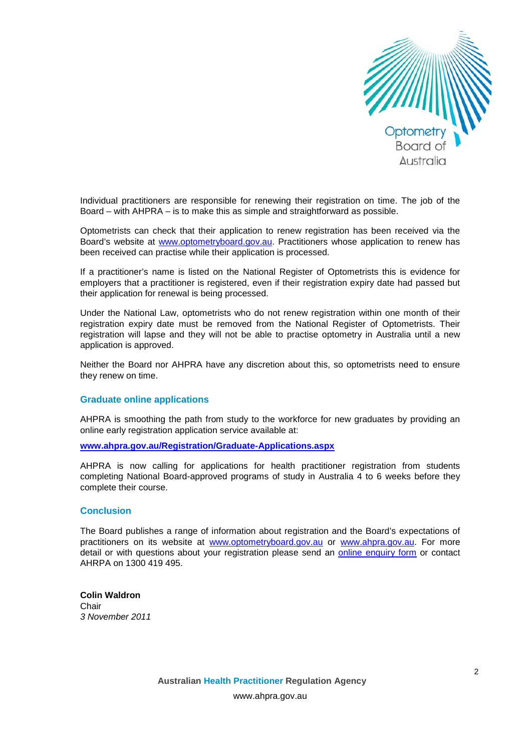Individual practitioners are responsible for renewing their registration on time. The job of the Board – with AHPRA – is to make this as simple and straightforward as possible.

Optometrists can check that their application to renew registration has been received via the Board's website at www.optometryboard.gov.au. Practitioners whose application to renew has been received can practise while their application is processed.

If a practitioner's name is listed on the National Register of Optometrists this is evidence for employers that a practitioner is registered, even if their registration expiry date had passed but their application for renewal is being processed.

Under the National Law, optometrists who do not renew registration within one month of their registration expiry date must be removed from the National Register of Optometrists. Their registration will lapse and they will not be able to practise optometry in Australia until a new application is approved.

Neither the Board nor AHPRA have any discretion about this, so optometrists need to ensure they renew on time.

## Graduate online applications

AHPRA is smoothing the path from study to the workforce for new graduates by providing an online early registration application service available at:

**www.ahpra.gov.au/Registration/Graduate-Applications.aspx**

AHPRA is now calling for applications for health practitioner registration from students completing National Board-approved programs of study in Australia 4 to 6 weeks before they complete their course.

## Conclusion

The Board publishes a range of information about registration and the Board's expectations of practitioners on its website at www.optometryboard.gov.au or www.ahpra.gov.au. For more detail or with questions about your registration please send an online enquiry form or contact AHRPA on 1300 419 495.

**Colin Waldron**
Chair
*3 November 2011*